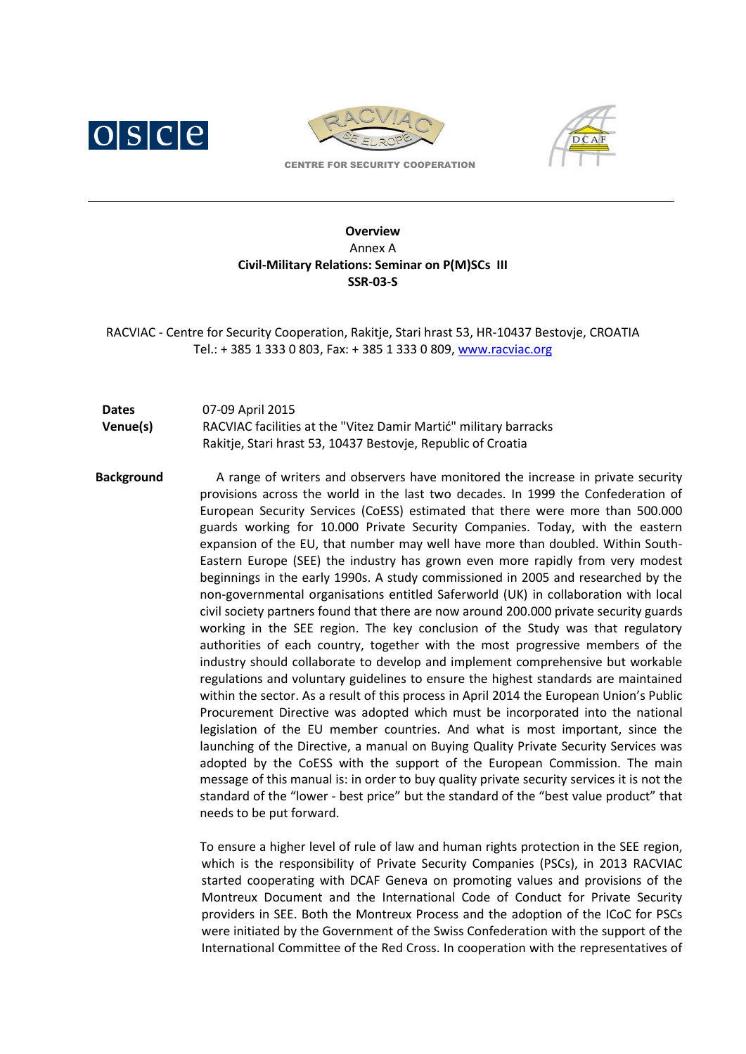CENTRE FOR SECURITY COOPERATION

**Overview**

Annex A

**Civil-Military Relations: Seminar on P(M)SCs III**

**SSR-03-S**

RACVIAC - Centre for Security Cooperation, Rakitje, Stari hrast 53, HR-10437 Bestovje, CROATIA
Tel.: + 385 1 333 0 803, Fax: + 385 1 333 0 809, www.racviac.org

**Dates** 07-09 April 2015

**Venue(s)** RACVIAC facilities at the "Vitez Damir Martić" military barracks
Rakitje, Stari hrast 53, 10437 Bestovje, Republic of Croatia

**Background**

A range of writers and observers have monitored the increase in private security provisions across the world in the last two decades. In 1999 the Confederation of European Security Services (CoESS) estimated that there were more than 500.000 guards working for 10.000 Private Security Companies. Today, with the eastern expansion of the EU, that number may well have more than doubled. Within South-Eastern Europe (SEE) the industry has grown even more rapidly from very modest beginnings in the early 1990s. A study commissioned in 2005 and researched by the non-governmental organisations entitled Saferworld (UK) in collaboration with local civil society partners found that there are now around 200.000 private security guards working in the SEE region. The key conclusion of the Study was that regulatory authorities of each country, together with the most progressive members of the industry should collaborate to develop and implement comprehensive but workable regulations and voluntary guidelines to ensure the highest standards are maintained within the sector. As a result of this process in April 2014 the European Union's Public Procurement Directive was adopted which must be incorporated into the national legislation of the EU member countries. And what is most important, since the launching of the Directive, a manual on Buying Quality Private Security Services was adopted by the CoESS with the support of the European Commission. The main message of this manual is: in order to buy quality private security services it is not the standard of the "lower - best price" but the standard of the "best value product" that needs to be put forward.

To ensure a higher level of rule of law and human rights protection in the SEE region, which is the responsibility of Private Security Companies (PSCs), in 2013 RACVIAC started cooperating with DCAF Geneva on promoting values and provisions of the Montreux Document and the International Code of Conduct for Private Security providers in SEE. Both the Montreux Process and the adoption of the ICoC for PSCs were initiated by the Government of the Swiss Confederation with the support of the International Committee of the Red Cross. In cooperation with the representatives of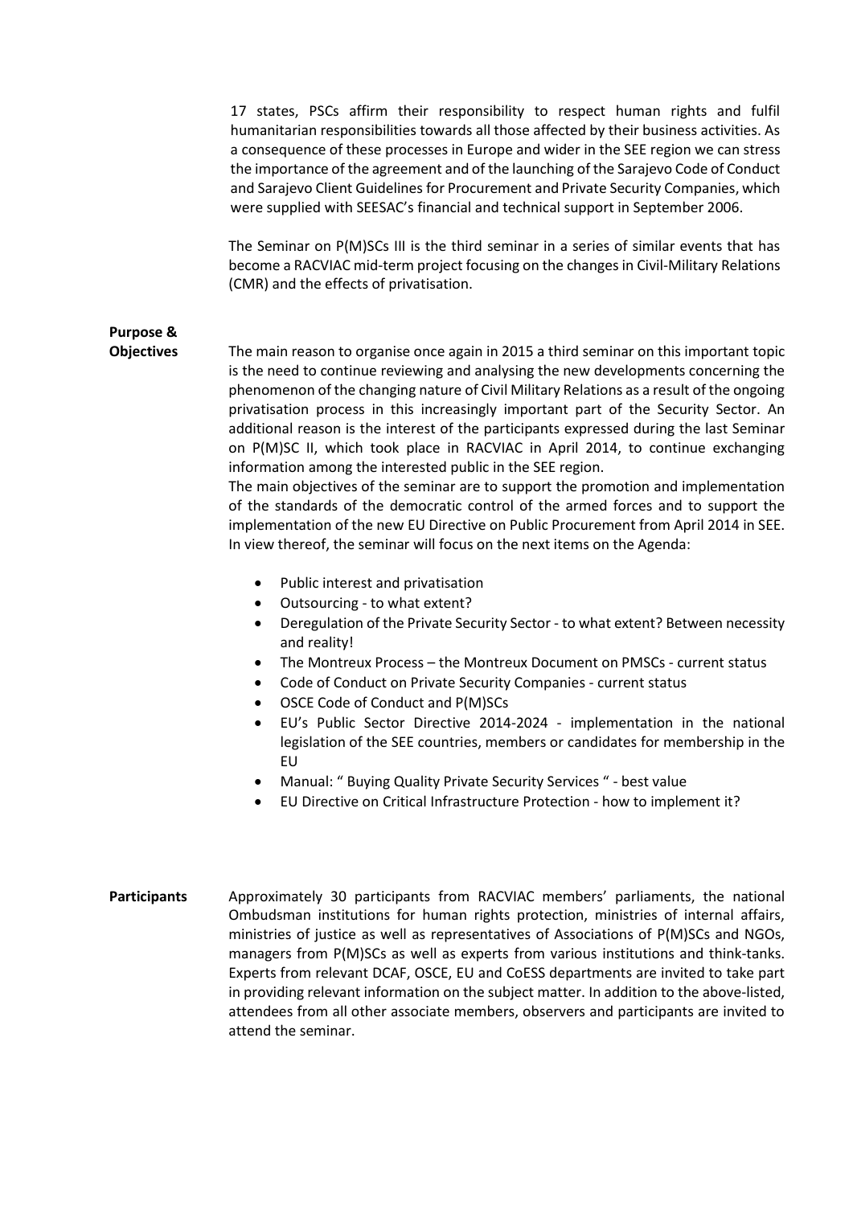17 states, PSCs affirm their responsibility to respect human rights and fulfil humanitarian responsibilities towards all those affected by their business activities. As a consequence of these processes in Europe and wider in the SEE region we can stress the importance of the agreement and of the launching of the Sarajevo Code of Conduct and Sarajevo Client Guidelines for Procurement and Private Security Companies, which were supplied with SEESAC's financial and technical support in September 2006.

The Seminar on P(M)SCs III is the third seminar in a series of similar events that has become a RACVIAC mid-term project focusing on the changes in Civil-Military Relations (CMR) and the effects of privatisation.

**Purpose & Objectives**

The main reason to organise once again in 2015 a third seminar on this important topic is the need to continue reviewing and analysing the new developments concerning the phenomenon of the changing nature of Civil Military Relations as a result of the ongoing privatisation process in this increasingly important part of the Security Sector. An additional reason is the interest of the participants expressed during the last Seminar on P(M)SC II, which took place in RACVIAC in April 2014, to continue exchanging information among the interested public in the SEE region.

The main objectives of the seminar are to support the promotion and implementation of the standards of the democratic control of the armed forces and to support the implementation of the new EU Directive on Public Procurement from April 2014 in SEE. In view thereof, the seminar will focus on the next items on the Agenda:

- Public interest and privatisation
- Outsourcing - to what extent?
- Deregulation of the Private Security Sector - to what extent? Between necessity and reality!
- The Montreux Process – the Montreux Document on PMSCs - current status
- Code of Conduct on Private Security Companies - current status
- OSCE Code of Conduct and P(M)SCs
- EU's Public Sector Directive 2014-2024 - implementation in the national legislation of the SEE countries, members or candidates for membership in the EU
- Manual: " Buying Quality Private Security Services " - best value
- EU Directive on Critical Infrastructure Protection - how to implement it?

**Participants**

Approximately 30 participants from RACVIAC members' parliaments, the national Ombudsman institutions for human rights protection, ministries of internal affairs, ministries of justice as well as representatives of Associations of P(M)SCs and NGOs, managers from P(M)SCs as well as experts from various institutions and think-tanks. Experts from relevant DCAF, OSCE, EU and CoESS departments are invited to take part in providing relevant information on the subject matter. In addition to the above-listed, attendees from all other associate members, observers and participants are invited to attend the seminar.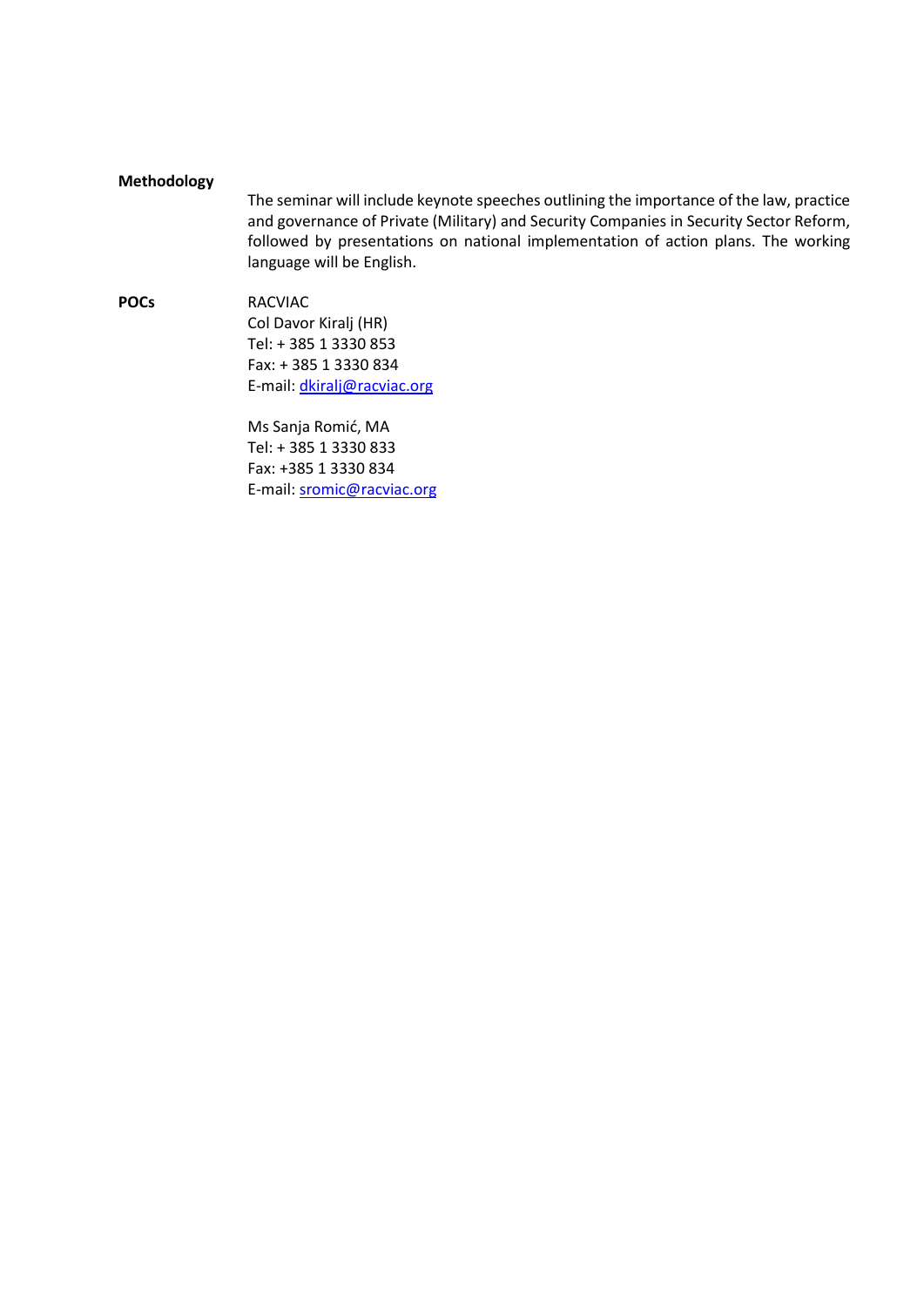**Methodology**

The seminar will include keynote speeches outlining the importance of the law, practice and governance of Private (Military) and Security Companies in Security Sector Reform, followed by presentations on national implementation of action plans. The working language will be English.

**POCs**

RACVIAC
Col Davor Kiralj (HR)
Tel: + 385 1 3330 853
Fax: + 385 1 3330 834
E-mail: dkiralj@racviac.org

Ms Sanja Romić, MA
Tel: + 385 1 3330 833
Fax: +385 1 3330 834
E-mail: sromic@racviac.org